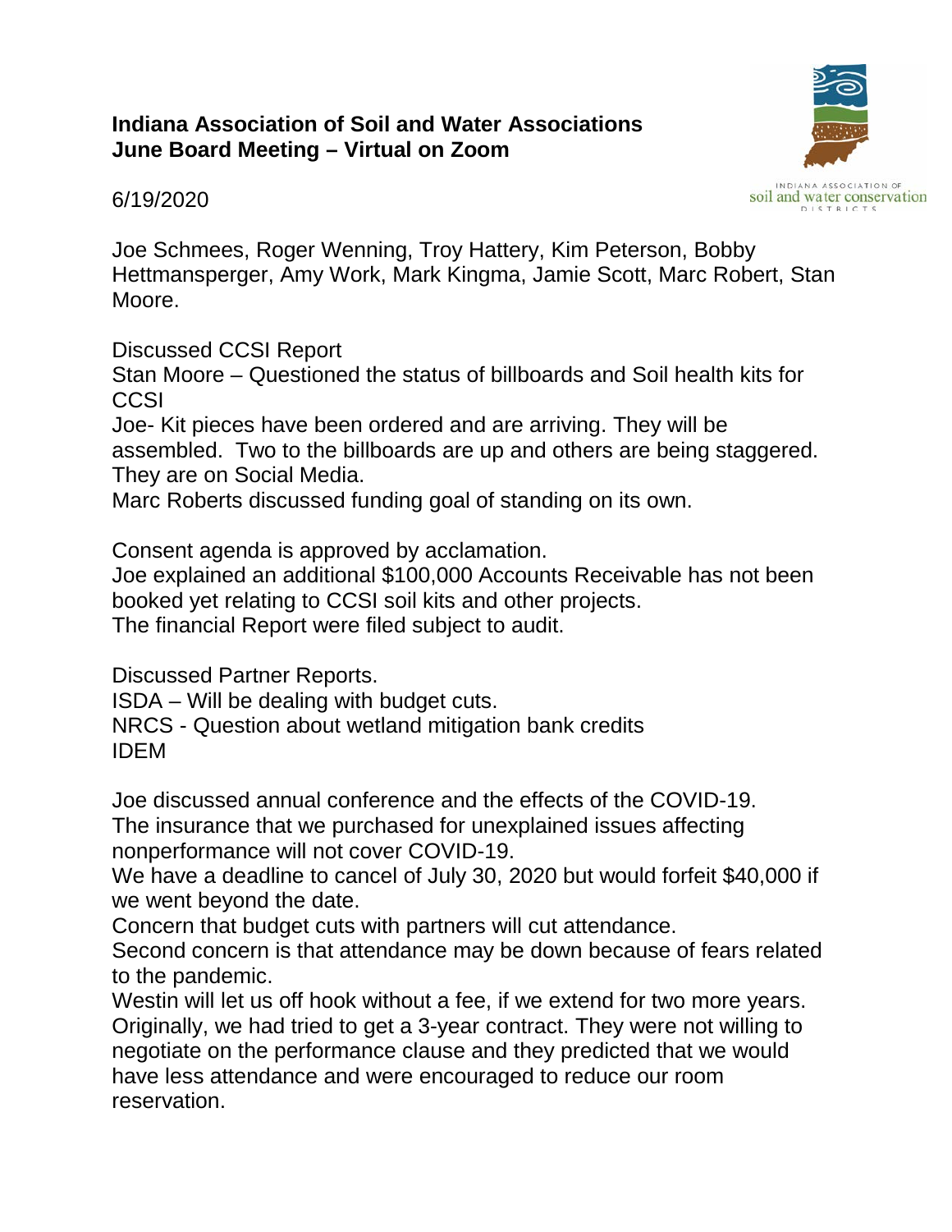**Indiana Association of Soil and Water Associations**
**June Board Meeting – Virtual on Zoom**

6/19/2020

Joe Schmees, Roger Wenning, Troy Hattery, Kim Peterson, Bobby Hettmansperger, Amy Work, Mark Kingma, Jamie Scott, Marc Robert, Stan Moore.

Discussed CCSI Report
Stan Moore – Questioned the status of billboards and Soil health kits for CCSI
Joe- Kit pieces have been ordered and are arriving. They will be assembled. Two to the billboards are up and others are being staggered. They are on Social Media.
Marc Roberts discussed funding goal of standing on its own.

Consent agenda is approved by acclamation.
Joe explained an additional $100,000 Accounts Receivable has not been booked yet relating to CCSI soil kits and other projects.
The financial Report were filed subject to audit.

Discussed Partner Reports.
ISDA – Will be dealing with budget cuts.
NRCS - Question about wetland mitigation bank credits
IDEM

Joe discussed annual conference and the effects of the COVID-19.
The insurance that we purchased for unexplained issues affecting nonperformance will not cover COVID-19.
We have a deadline to cancel of July 30, 2020 but would forfeit $40,000 if we went beyond the date.
Concern that budget cuts with partners will cut attendance.
Second concern is that attendance may be down because of fears related to the pandemic.
Westin will let us off hook without a fee, if we extend for two more years. Originally, we had tried to get a 3-year contract. They were not willing to negotiate on the performance clause and they predicted that we would have less attendance and were encouraged to reduce our room reservation.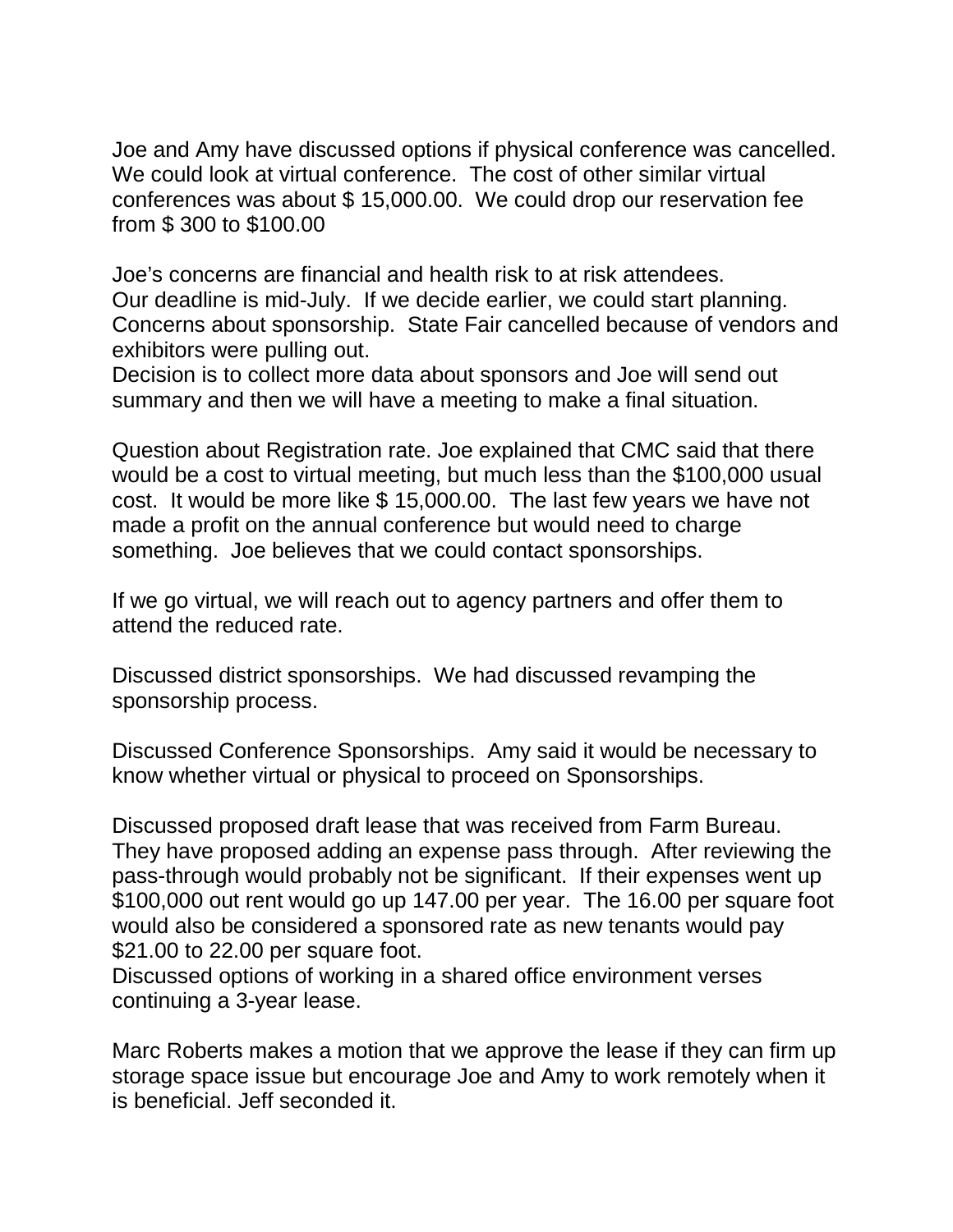Joe and Amy have discussed options if physical conference was cancelled. We could look at virtual conference. The cost of other similar virtual conferences was about $ 15,000.00. We could drop our reservation fee from $ 300 to $100.00

Joe's concerns are financial and health risk to at risk attendees.
Our deadline is mid-July. If we decide earlier, we could start planning.
Concerns about sponsorship. State Fair cancelled because of vendors and exhibitors were pulling out.
Decision is to collect more data about sponsors and Joe will send out summary and then we will have a meeting to make a final situation.

Question about Registration rate. Joe explained that CMC said that there would be a cost to virtual meeting, but much less than the $100,000 usual cost. It would be more like $ 15,000.00. The last few years we have not made a profit on the annual conference but would need to charge something. Joe believes that we could contact sponsorships.

If we go virtual, we will reach out to agency partners and offer them to attend the reduced rate.

Discussed district sponsorships. We had discussed revamping the sponsorship process.

Discussed Conference Sponsorships. Amy said it would be necessary to know whether virtual or physical to proceed on Sponsorships.

Discussed proposed draft lease that was received from Farm Bureau. They have proposed adding an expense pass through. After reviewing the pass-through would probably not be significant. If their expenses went up $100,000 out rent would go up 147.00 per year. The 16.00 per square foot would also be considered a sponsored rate as new tenants would pay $21.00 to 22.00 per square foot.
Discussed options of working in a shared office environment verses continuing a 3-year lease.

Marc Roberts makes a motion that we approve the lease if they can firm up storage space issue but encourage Joe and Amy to work remotely when it is beneficial. Jeff seconded it.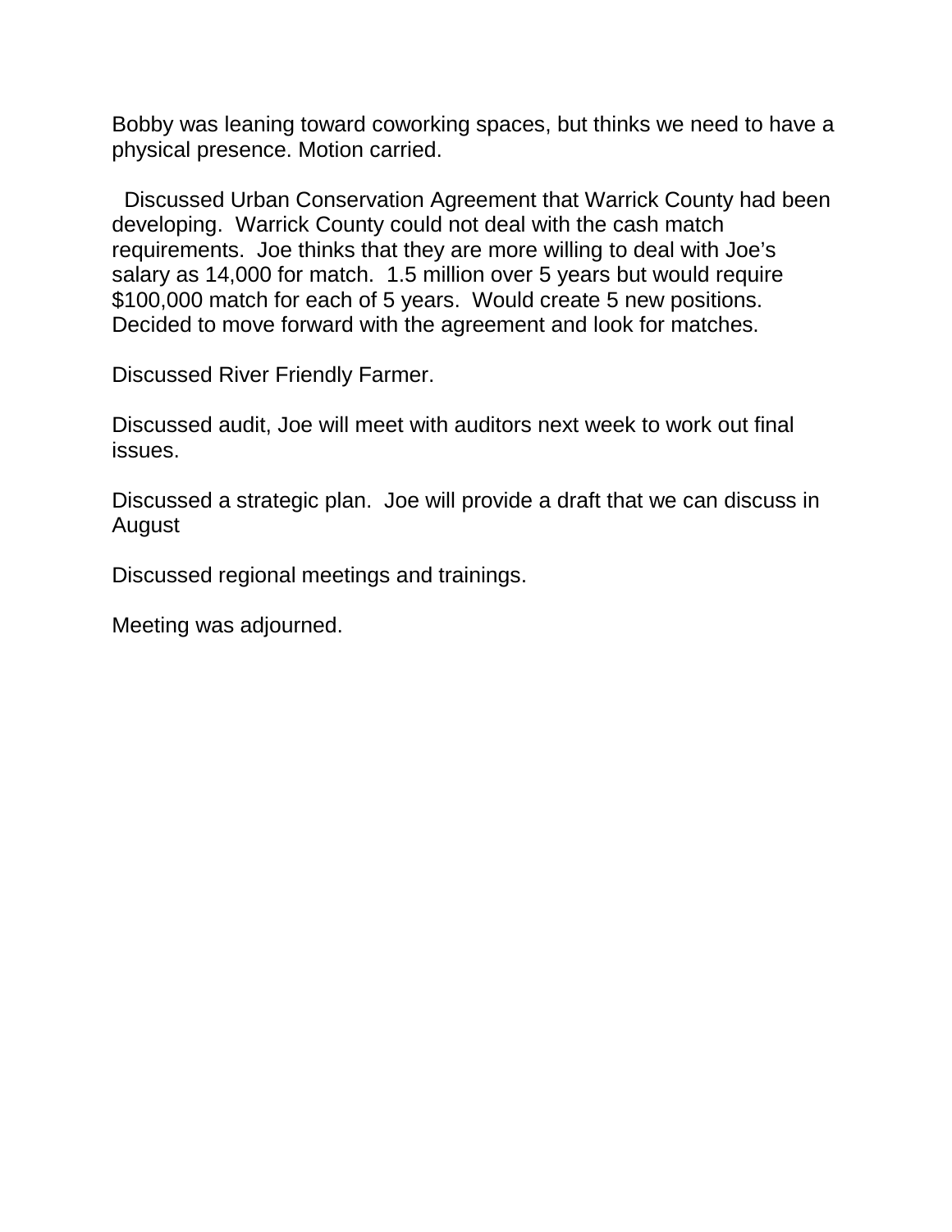Bobby was leaning toward coworking spaces, but thinks we need to have a physical presence. Motion carried.

Discussed Urban Conservation Agreement that Warrick County had been developing. Warrick County could not deal with the cash match requirements. Joe thinks that they are more willing to deal with Joe's salary as 14,000 for match. 1.5 million over 5 years but would require $100,000 match for each of 5 years. Would create 5 new positions. Decided to move forward with the agreement and look for matches.

Discussed River Friendly Farmer.

Discussed audit, Joe will meet with auditors next week to work out final issues.

Discussed a strategic plan. Joe will provide a draft that we can discuss in August

Discussed regional meetings and trainings.

Meeting was adjourned.